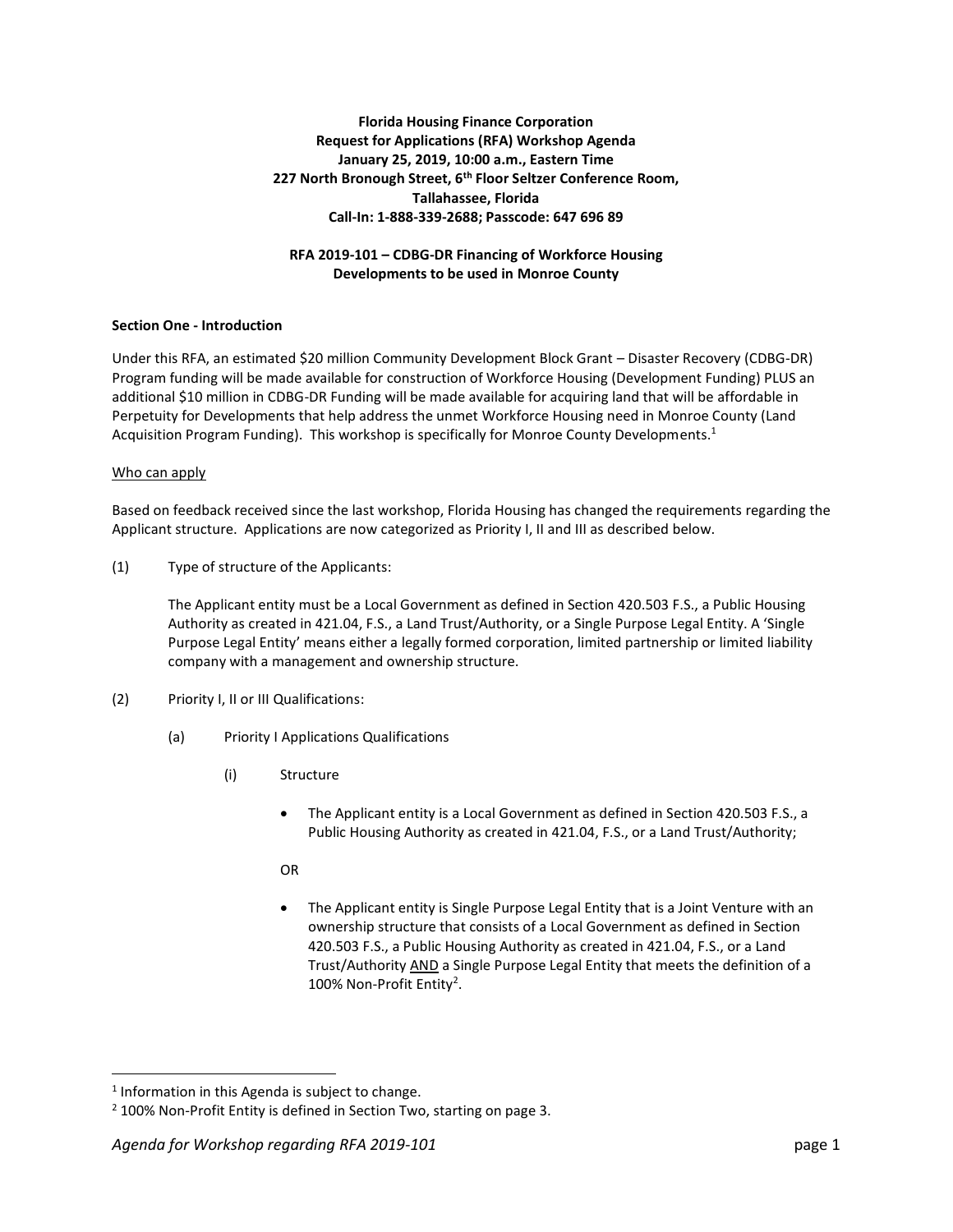**Florida Housing Finance Corporation**
**Request for Applications (RFA) Workshop Agenda**
**January 25, 2019, 10:00 a.m., Eastern Time**
**227 North Bronough Street, 6th Floor Seltzer Conference Room,**
**Tallahassee, Florida**
**Call-In: 1-888-339-2688; Passcode: 647 696 89**

**RFA 2019-101 – CDBG-DR Financing of Workforce Housing Developments to be used in Monroe County**

**Section One - Introduction**

Under this RFA, an estimated $20 million Community Development Block Grant – Disaster Recovery (CDBG-DR) Program funding will be made available for construction of Workforce Housing (Development Funding) PLUS an additional $10 million in CDBG-DR Funding will be made available for acquiring land that will be affordable in Perpetuity for Developments that help address the unmet Workforce Housing need in Monroe County (Land Acquisition Program Funding). This workshop is specifically for Monroe County Developments.[1]

Who can apply

Based on feedback received since the last workshop, Florida Housing has changed the requirements regarding the Applicant structure. Applications are now categorized as Priority I, II and III as described below.

(1) Type of structure of the Applicants:

The Applicant entity must be a Local Government as defined in Section 420.503 F.S., a Public Housing Authority as created in 421.04, F.S., a Land Trust/Authority, or a Single Purpose Legal Entity. A 'Single Purpose Legal Entity' means either a legally formed corporation, limited partnership or limited liability company with a management and ownership structure.

(2) Priority I, II or III Qualifications:

(a) Priority I Applications Qualifications

(i) Structure

- The Applicant entity is a Local Government as defined in Section 420.503 F.S., a Public Housing Authority as created in 421.04, F.S., or a Land Trust/Authority;

OR

- The Applicant entity is Single Purpose Legal Entity that is a Joint Venture with an ownership structure that consists of a Local Government as defined in Section 420.503 F.S., a Public Housing Authority as created in 421.04, F.S., or a Land Trust/Authority AND a Single Purpose Legal Entity that meets the definition of a 100% Non-Profit Entity[2].

---

[1] Information in this Agenda is subject to change.

[2] 100% Non-Profit Entity is defined in Section Two, starting on page 3.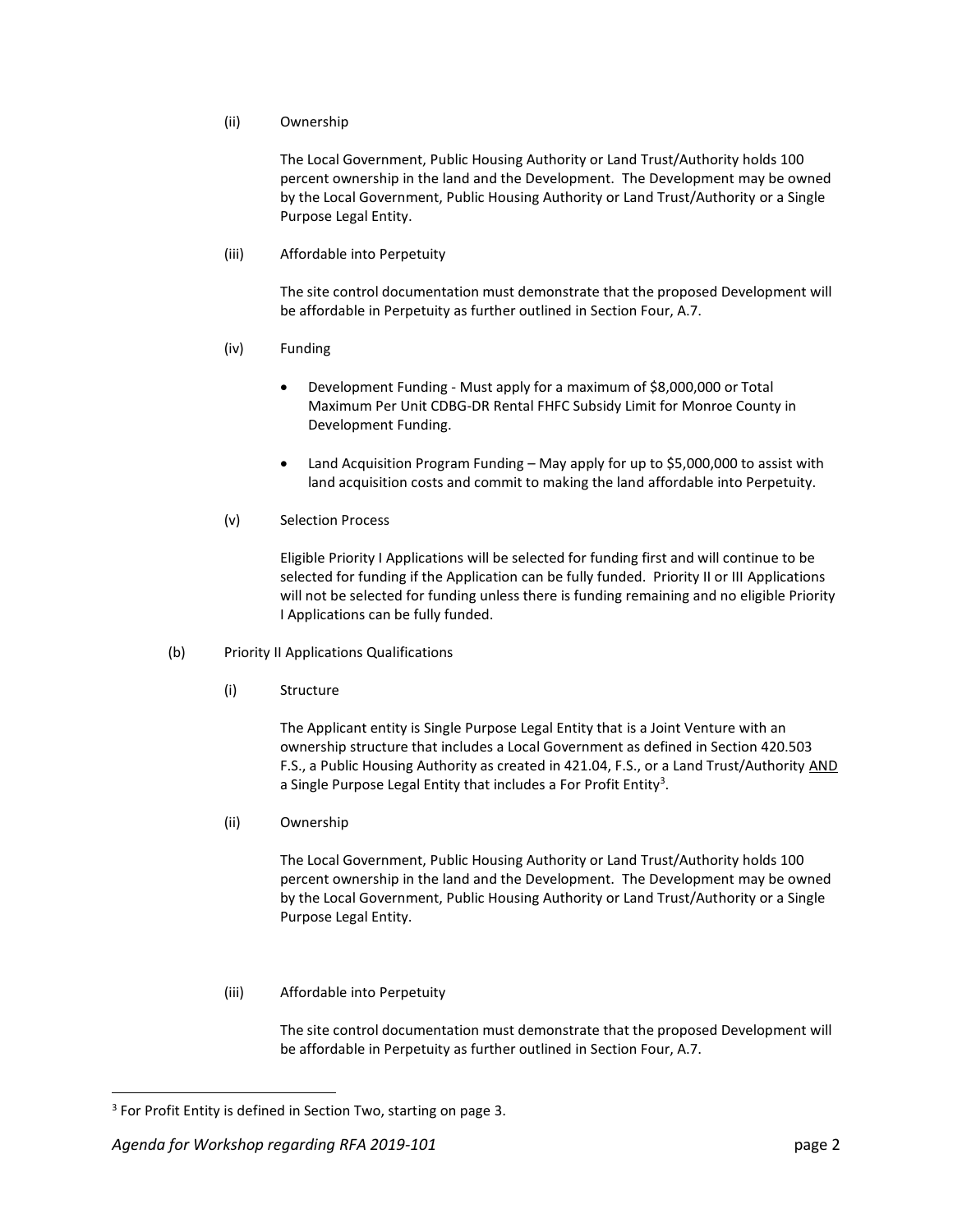(ii) Ownership

The Local Government, Public Housing Authority or Land Trust/Authority holds 100 percent ownership in the land and the Development. The Development may be owned by the Local Government, Public Housing Authority or Land Trust/Authority or a Single Purpose Legal Entity.

(iii) Affordable into Perpetuity

The site control documentation must demonstrate that the proposed Development will be affordable in Perpetuity as further outlined in Section Four, A.7.

(iv) Funding

- Development Funding - Must apply for a maximum of $8,000,000 or Total Maximum Per Unit CDBG-DR Rental FHFC Subsidy Limit for Monroe County in Development Funding.
- Land Acquisition Program Funding – May apply for up to $5,000,000 to assist with land acquisition costs and commit to making the land affordable into Perpetuity.

(v) Selection Process

Eligible Priority I Applications will be selected for funding first and will continue to be selected for funding if the Application can be fully funded. Priority II or III Applications will not be selected for funding unless there is funding remaining and no eligible Priority I Applications can be fully funded.

(b) Priority II Applications Qualifications

(i) Structure

The Applicant entity is Single Purpose Legal Entity that is a Joint Venture with an ownership structure that includes a Local Government as defined in Section 420.503 F.S., a Public Housing Authority as created in 421.04, F.S., or a Land Trust/Authority <u>AND</u> a Single Purpose Legal Entity that includes a For Profit Entity[3].

(ii) Ownership

The Local Government, Public Housing Authority or Land Trust/Authority holds 100 percent ownership in the land and the Development. The Development may be owned by the Local Government, Public Housing Authority or Land Trust/Authority or a Single Purpose Legal Entity.

(iii) Affordable into Perpetuity

The site control documentation must demonstrate that the proposed Development will be affordable in Perpetuity as further outlined in Section Four, A.7.

---

[3] For Profit Entity is defined in Section Two, starting on page 3.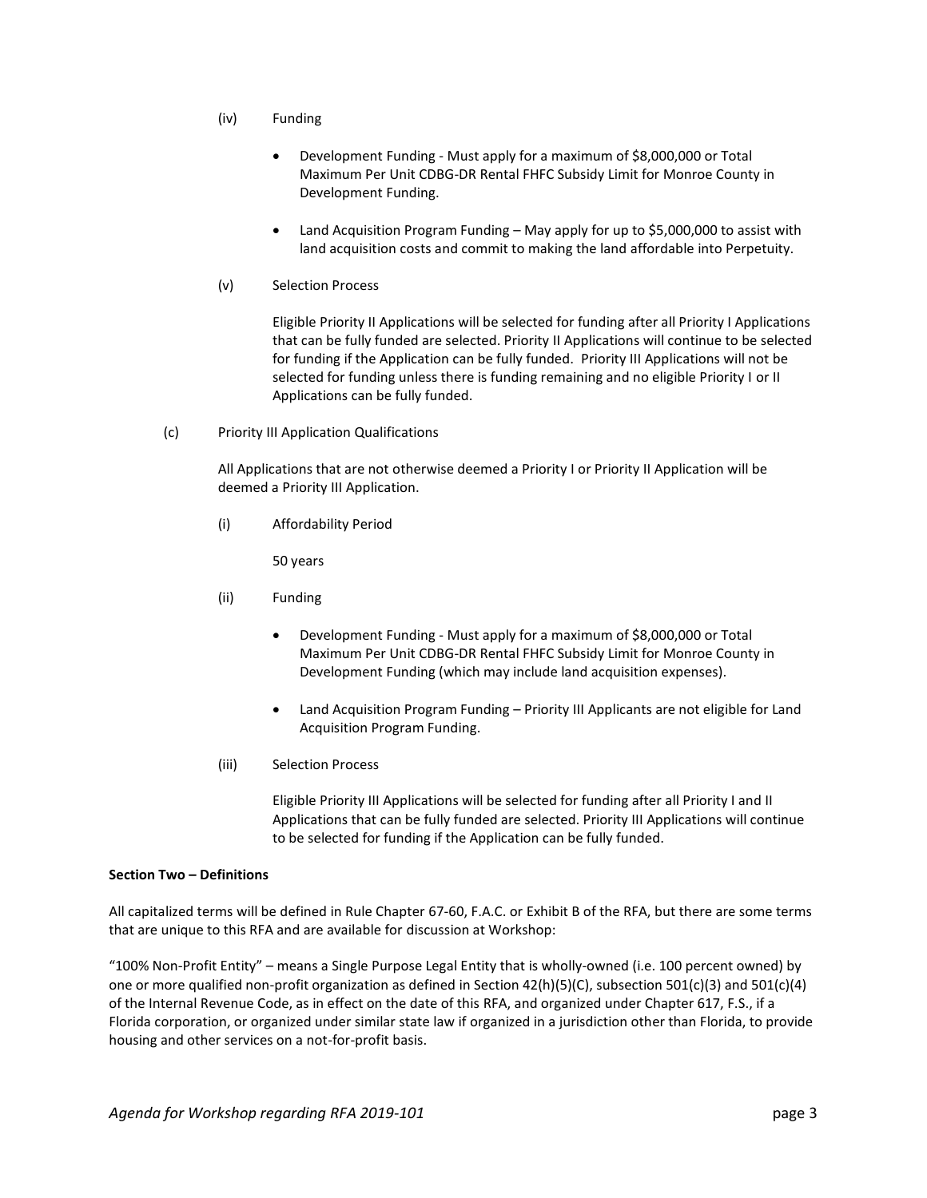(iv) Funding

- Development Funding - Must apply for a maximum of $8,000,000 or Total Maximum Per Unit CDBG-DR Rental FHFC Subsidy Limit for Monroe County in Development Funding.

- Land Acquisition Program Funding – May apply for up to $5,000,000 to assist with land acquisition costs and commit to making the land affordable into Perpetuity.

(v) Selection Process

Eligible Priority II Applications will be selected for funding after all Priority I Applications that can be fully funded are selected. Priority II Applications will continue to be selected for funding if the Application can be fully funded. Priority III Applications will not be selected for funding unless there is funding remaining and no eligible Priority I or II Applications can be fully funded.

(c) Priority III Application Qualifications

All Applications that are not otherwise deemed a Priority I or Priority II Application will be deemed a Priority III Application.

(i) Affordability Period

50 years

(ii) Funding

- Development Funding - Must apply for a maximum of $8,000,000 or Total Maximum Per Unit CDBG-DR Rental FHFC Subsidy Limit for Monroe County in Development Funding (which may include land acquisition expenses).

- Land Acquisition Program Funding – Priority III Applicants are not eligible for Land Acquisition Program Funding.

(iii) Selection Process

Eligible Priority III Applications will be selected for funding after all Priority I and II Applications that can be fully funded are selected. Priority III Applications will continue to be selected for funding if the Application can be fully funded.

**Section Two – Definitions**

All capitalized terms will be defined in Rule Chapter 67-60, F.A.C. or Exhibit B of the RFA, but there are some terms that are unique to this RFA and are available for discussion at Workshop:

"100% Non-Profit Entity" – means a Single Purpose Legal Entity that is wholly-owned (i.e. 100 percent owned) by one or more qualified non-profit organization as defined in Section 42(h)(5)(C), subsection 501(c)(3) and 501(c)(4) of the Internal Revenue Code, as in effect on the date of this RFA, and organized under Chapter 617, F.S., if a Florida corporation, or organized under similar state law if organized in a jurisdiction other than Florida, to provide housing and other services on a not-for-profit basis.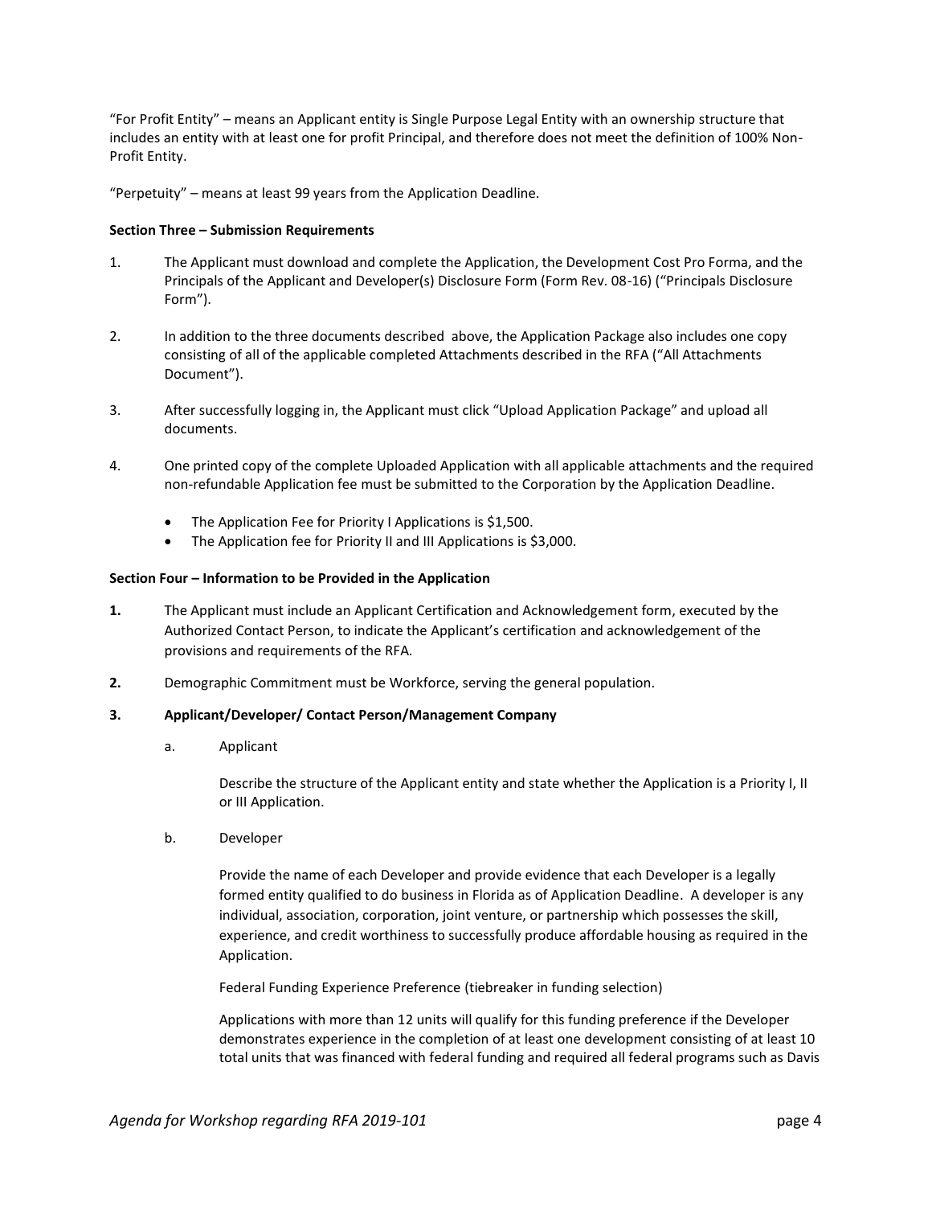"For Profit Entity" – means an Applicant entity is Single Purpose Legal Entity with an ownership structure that includes an entity with at least one for profit Principal, and therefore does not meet the definition of 100% Non-Profit Entity.

"Perpetuity" – means at least 99 years from the Application Deadline.

**Section Three – Submission Requirements**

1. The Applicant must download and complete the Application, the Development Cost Pro Forma, and the Principals of the Applicant and Developer(s) Disclosure Form (Form Rev. 08-16) ("Principals Disclosure Form").

2. In addition to the three documents described above, the Application Package also includes one copy consisting of all of the applicable completed Attachments described in the RFA ("All Attachments Document").

3. After successfully logging in, the Applicant must click "Upload Application Package" and upload all documents.

4. One printed copy of the complete Uploaded Application with all applicable attachments and the required non-refundable Application fee must be submitted to the Corporation by the Application Deadline.
   - The Application Fee for Priority I Applications is $1,500.
   - The Application fee for Priority II and III Applications is $3,000.

**Section Four – Information to be Provided in the Application**

**1.** The Applicant must include an Applicant Certification and Acknowledgement form, executed by the Authorized Contact Person, to indicate the Applicant's certification and acknowledgement of the provisions and requirements of the RFA.

**2.** Demographic Commitment must be Workforce, serving the general population.

**3. Applicant/Developer/ Contact Person/Management Company**

a. Applicant

Describe the structure of the Applicant entity and state whether the Application is a Priority I, II or III Application.

b. Developer

Provide the name of each Developer and provide evidence that each Developer is a legally formed entity qualified to do business in Florida as of Application Deadline. A developer is any individual, association, corporation, joint venture, or partnership which possesses the skill, experience, and credit worthiness to successfully produce affordable housing as required in the Application.

Federal Funding Experience Preference (tiebreaker in funding selection)

Applications with more than 12 units will qualify for this funding preference if the Developer demonstrates experience in the completion of at least one development consisting of at least 10 total units that was financed with federal funding and required all federal programs such as Davis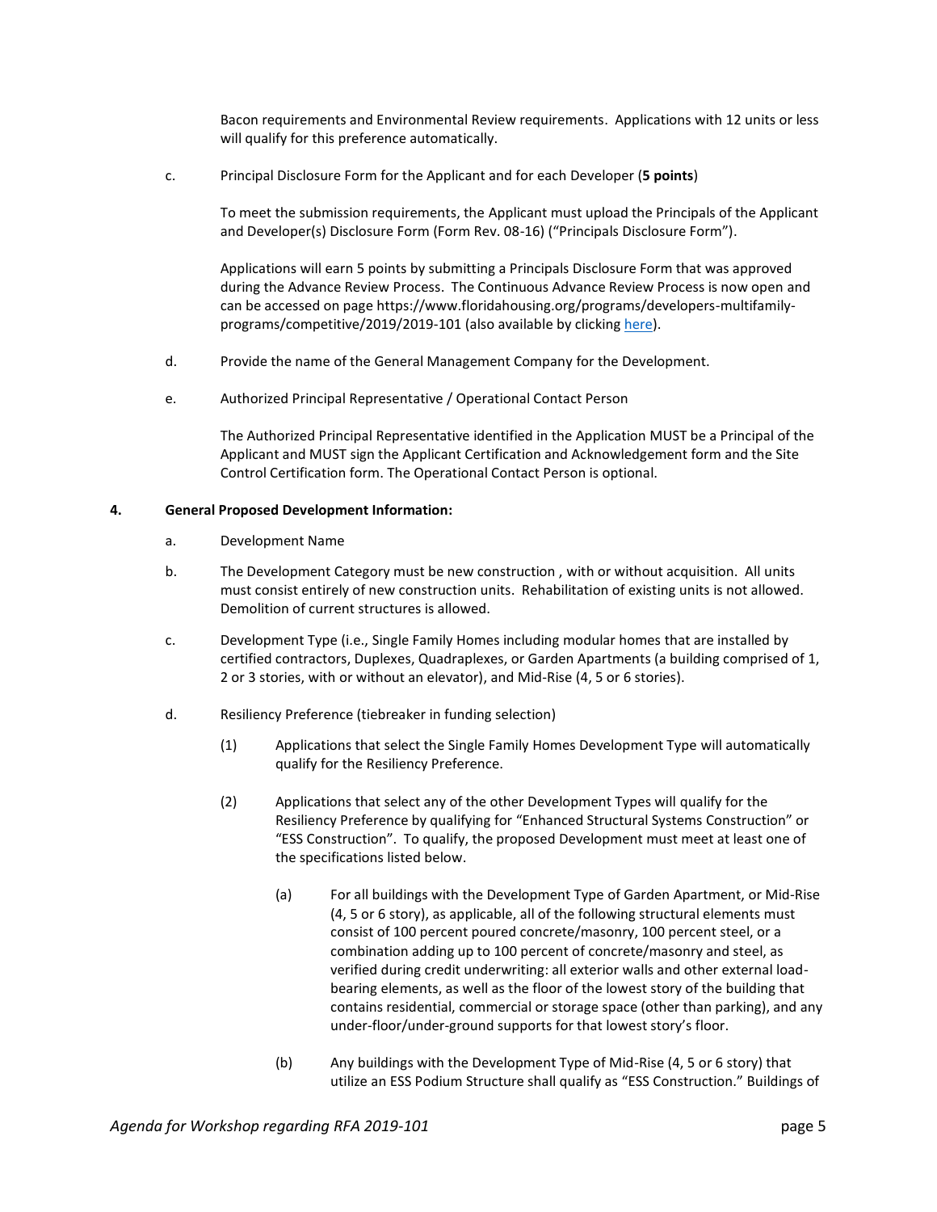Bacon requirements and Environmental Review requirements. Applications with 12 units or less will qualify for this preference automatically.

c. Principal Disclosure Form for the Applicant and for each Developer (**5 points**)

To meet the submission requirements, the Applicant must upload the Principals of the Applicant and Developer(s) Disclosure Form (Form Rev. 08-16) ("Principals Disclosure Form").

Applications will earn 5 points by submitting a Principals Disclosure Form that was approved during the Advance Review Process. The Continuous Advance Review Process is now open and can be accessed on page https://www.floridahousing.org/programs/developers-multifamily-programs/competitive/2019/2019-101 (also available by clicking here).

d. Provide the name of the General Management Company for the Development.

e. Authorized Principal Representative / Operational Contact Person

The Authorized Principal Representative identified in the Application MUST be a Principal of the Applicant and MUST sign the Applicant Certification and Acknowledgement form and the Site Control Certification form. The Operational Contact Person is optional.

**4. General Proposed Development Information:**

a. Development Name

b. The Development Category must be new construction , with or without acquisition. All units must consist entirely of new construction units. Rehabilitation of existing units is not allowed. Demolition of current structures is allowed.

c. Development Type (i.e., Single Family Homes including modular homes that are installed by certified contractors, Duplexes, Quadraplexes, or Garden Apartments (a building comprised of 1, 2 or 3 stories, with or without an elevator), and Mid-Rise (4, 5 or 6 stories).

d. Resiliency Preference (tiebreaker in funding selection)

(1) Applications that select the Single Family Homes Development Type will automatically qualify for the Resiliency Preference.

(2) Applications that select any of the other Development Types will qualify for the Resiliency Preference by qualifying for "Enhanced Structural Systems Construction" or "ESS Construction". To qualify, the proposed Development must meet at least one of the specifications listed below.

(a) For all buildings with the Development Type of Garden Apartment, or Mid-Rise (4, 5 or 6 story), as applicable, all of the following structural elements must consist of 100 percent poured concrete/masonry, 100 percent steel, or a combination adding up to 100 percent of concrete/masonry and steel, as verified during credit underwriting: all exterior walls and other external load-bearing elements, as well as the floor of the lowest story of the building that contains residential, commercial or storage space (other than parking), and any under-floor/under-ground supports for that lowest story's floor.

(b) Any buildings with the Development Type of Mid-Rise (4, 5 or 6 story) that utilize an ESS Podium Structure shall qualify as "ESS Construction." Buildings of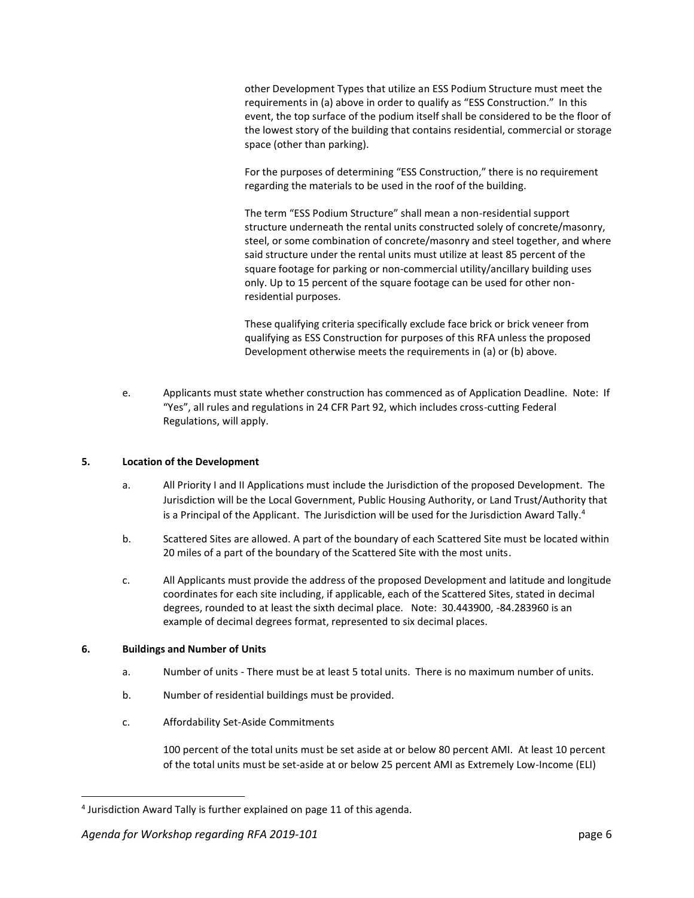other Development Types that utilize an ESS Podium Structure must meet the requirements in (a) above in order to qualify as "ESS Construction." In this event, the top surface of the podium itself shall be considered to be the floor of the lowest story of the building that contains residential, commercial or storage space (other than parking).

For the purposes of determining "ESS Construction," there is no requirement regarding the materials to be used in the roof of the building.

The term "ESS Podium Structure" shall mean a non-residential support structure underneath the rental units constructed solely of concrete/masonry, steel, or some combination of concrete/masonry and steel together, and where said structure under the rental units must utilize at least 85 percent of the square footage for parking or non-commercial utility/ancillary building uses only. Up to 15 percent of the square footage can be used for other non-residential purposes.

These qualifying criteria specifically exclude face brick or brick veneer from qualifying as ESS Construction for purposes of this RFA unless the proposed Development otherwise meets the requirements in (a) or (b) above.

e. Applicants must state whether construction has commenced as of Application Deadline. Note: If "Yes", all rules and regulations in 24 CFR Part 92, which includes cross-cutting Federal Regulations, will apply.

**5. Location of the Development**

a. All Priority I and II Applications must include the Jurisdiction of the proposed Development. The Jurisdiction will be the Local Government, Public Housing Authority, or Land Trust/Authority that is a Principal of the Applicant. The Jurisdiction will be used for the Jurisdiction Award Tally.[4]

b. Scattered Sites are allowed. A part of the boundary of each Scattered Site must be located within 20 miles of a part of the boundary of the Scattered Site with the most units.

c. All Applicants must provide the address of the proposed Development and latitude and longitude coordinates for each site including, if applicable, each of the Scattered Sites, stated in decimal degrees, rounded to at least the sixth decimal place. Note: 30.443900, -84.283960 is an example of decimal degrees format, represented to six decimal places.

**6. Buildings and Number of Units**

a. Number of units - There must be at least 5 total units. There is no maximum number of units.

b. Number of residential buildings must be provided.

c. Affordability Set-Aside Commitments

100 percent of the total units must be set aside at or below 80 percent AMI. At least 10 percent of the total units must be set-aside at or below 25 percent AMI as Extremely Low-Income (ELI)

[4] Jurisdiction Award Tally is further explained on page 11 of this agenda.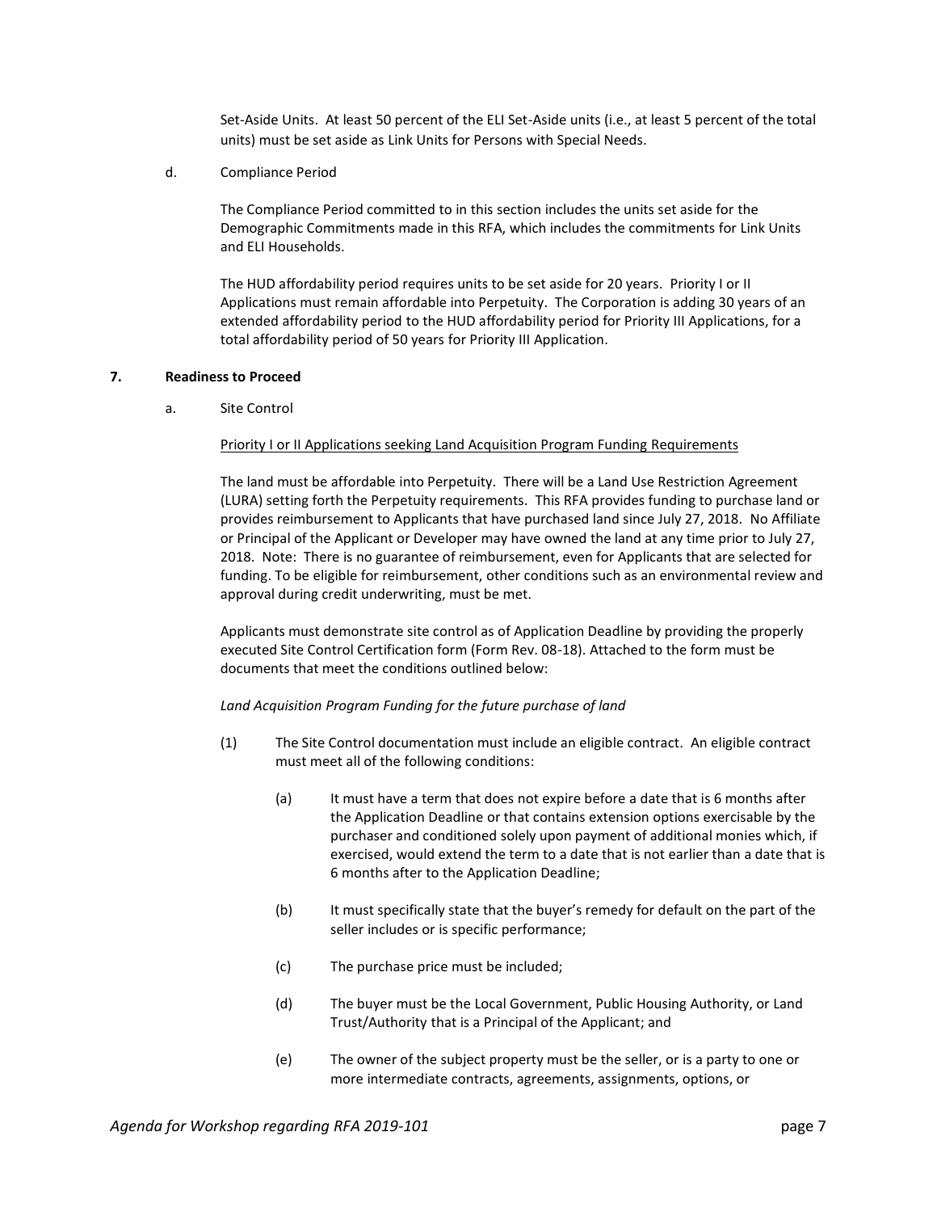Set-Aside Units. At least 50 percent of the ELI Set-Aside units (i.e., at least 5 percent of the total units) must be set aside as Link Units for Persons with Special Needs.

d. Compliance Period

The Compliance Period committed to in this section includes the units set aside for the Demographic Commitments made in this RFA, which includes the commitments for Link Units and ELI Households.

The HUD affordability period requires units to be set aside for 20 years. Priority I or II Applications must remain affordable into Perpetuity. The Corporation is adding 30 years of an extended affordability period to the HUD affordability period for Priority III Applications, for a total affordability period of 50 years for Priority III Application.

**7. Readiness to Proceed**

a. Site Control

Priority I or II Applications seeking Land Acquisition Program Funding Requirements

The land must be affordable into Perpetuity. There will be a Land Use Restriction Agreement (LURA) setting forth the Perpetuity requirements. This RFA provides funding to purchase land or provides reimbursement to Applicants that have purchased land since July 27, 2018. No Affiliate or Principal of the Applicant or Developer may have owned the land at any time prior to July 27, 2018. Note: There is no guarantee of reimbursement, even for Applicants that are selected for funding. To be eligible for reimbursement, other conditions such as an environmental review and approval during credit underwriting, must be met.

Applicants must demonstrate site control as of Application Deadline by providing the properly executed Site Control Certification form (Form Rev. 08-18). Attached to the form must be documents that meet the conditions outlined below:

*Land Acquisition Program Funding for the future purchase of land*

(1) The Site Control documentation must include an eligible contract. An eligible contract must meet all of the following conditions:

(a) It must have a term that does not expire before a date that is 6 months after the Application Deadline or that contains extension options exercisable by the purchaser and conditioned solely upon payment of additional monies which, if exercised, would extend the term to a date that is not earlier than a date that is 6 months after to the Application Deadline;

(b) It must specifically state that the buyer's remedy for default on the part of the seller includes or is specific performance;

(c) The purchase price must be included;

(d) The buyer must be the Local Government, Public Housing Authority, or Land Trust/Authority that is a Principal of the Applicant; and

(e) The owner of the subject property must be the seller, or is a party to one or more intermediate contracts, agreements, assignments, options, or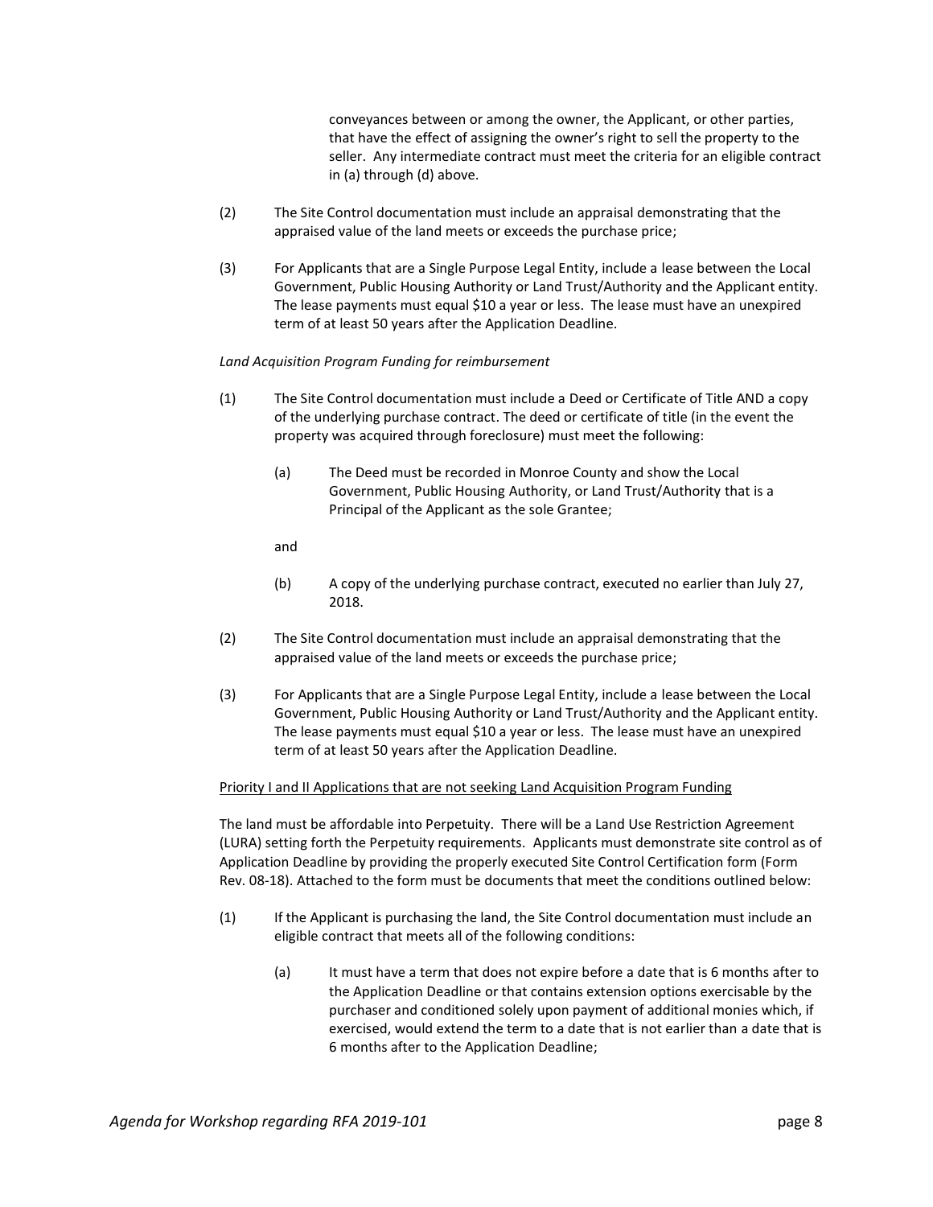conveyances between or among the owner, the Applicant, or other parties, that have the effect of assigning the owner's right to sell the property to the seller. Any intermediate contract must meet the criteria for an eligible contract in (a) through (d) above.

(2) The Site Control documentation must include an appraisal demonstrating that the appraised value of the land meets or exceeds the purchase price;

(3) For Applicants that are a Single Purpose Legal Entity, include a lease between the Local Government, Public Housing Authority or Land Trust/Authority and the Applicant entity. The lease payments must equal $10 a year or less. The lease must have an unexpired term of at least 50 years after the Application Deadline.

*Land Acquisition Program Funding for reimbursement*

(1) The Site Control documentation must include a Deed or Certificate of Title AND a copy of the underlying purchase contract. The deed or certificate of title (in the event the property was acquired through foreclosure) must meet the following:

(a) The Deed must be recorded in Monroe County and show the Local Government, Public Housing Authority, or Land Trust/Authority that is a Principal of the Applicant as the sole Grantee;

and

(b) A copy of the underlying purchase contract, executed no earlier than July 27, 2018.

(2) The Site Control documentation must include an appraisal demonstrating that the appraised value of the land meets or exceeds the purchase price;

(3) For Applicants that are a Single Purpose Legal Entity, include a lease between the Local Government, Public Housing Authority or Land Trust/Authority and the Applicant entity. The lease payments must equal $10 a year or less. The lease must have an unexpired term of at least 50 years after the Application Deadline.

<u>Priority I and II Applications that are not seeking Land Acquisition Program Funding</u>

The land must be affordable into Perpetuity. There will be a Land Use Restriction Agreement (LURA) setting forth the Perpetuity requirements. Applicants must demonstrate site control as of Application Deadline by providing the properly executed Site Control Certification form (Form Rev. 08-18). Attached to the form must be documents that meet the conditions outlined below:

(1) If the Applicant is purchasing the land, the Site Control documentation must include an eligible contract that meets all of the following conditions:

(a) It must have a term that does not expire before a date that is 6 months after to the Application Deadline or that contains extension options exercisable by the purchaser and conditioned solely upon payment of additional monies which, if exercised, would extend the term to a date that is not earlier than a date that is 6 months after to the Application Deadline;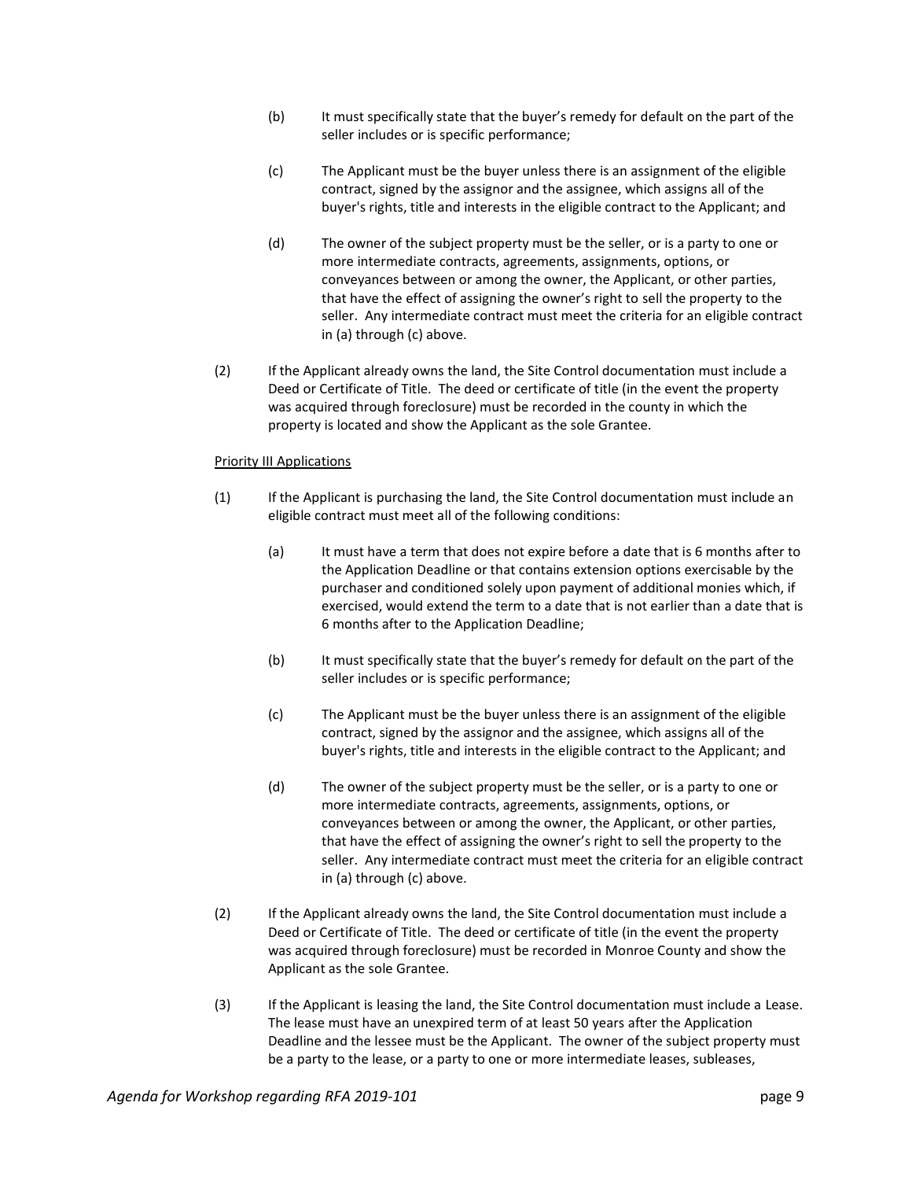(b) It must specifically state that the buyer's remedy for default on the part of the seller includes or is specific performance;

(c) The Applicant must be the buyer unless there is an assignment of the eligible contract, signed by the assignor and the assignee, which assigns all of the buyer's rights, title and interests in the eligible contract to the Applicant; and

(d) The owner of the subject property must be the seller, or is a party to one or more intermediate contracts, agreements, assignments, options, or conveyances between or among the owner, the Applicant, or other parties, that have the effect of assigning the owner's right to sell the property to the seller. Any intermediate contract must meet the criteria for an eligible contract in (a) through (c) above.

(2) If the Applicant already owns the land, the Site Control documentation must include a Deed or Certificate of Title. The deed or certificate of title (in the event the property was acquired through foreclosure) must be recorded in the county in which the property is located and show the Applicant as the sole Grantee.

<u>Priority III Applications</u>

(1) If the Applicant is purchasing the land, the Site Control documentation must include an eligible contract must meet all of the following conditions:

(a) It must have a term that does not expire before a date that is 6 months after to the Application Deadline or that contains extension options exercisable by the purchaser and conditioned solely upon payment of additional monies which, if exercised, would extend the term to a date that is not earlier than a date that is 6 months after to the Application Deadline;

(b) It must specifically state that the buyer's remedy for default on the part of the seller includes or is specific performance;

(c) The Applicant must be the buyer unless there is an assignment of the eligible contract, signed by the assignor and the assignee, which assigns all of the buyer's rights, title and interests in the eligible contract to the Applicant; and

(d) The owner of the subject property must be the seller, or is a party to one or more intermediate contracts, agreements, assignments, options, or conveyances between or among the owner, the Applicant, or other parties, that have the effect of assigning the owner's right to sell the property to the seller. Any intermediate contract must meet the criteria for an eligible contract in (a) through (c) above.

(2) If the Applicant already owns the land, the Site Control documentation must include a Deed or Certificate of Title. The deed or certificate of title (in the event the property was acquired through foreclosure) must be recorded in Monroe County and show the Applicant as the sole Grantee.

(3) If the Applicant is leasing the land, the Site Control documentation must include a Lease. The lease must have an unexpired term of at least 50 years after the Application Deadline and the lessee must be the Applicant. The owner of the subject property must be a party to the lease, or a party to one or more intermediate leases, subleases,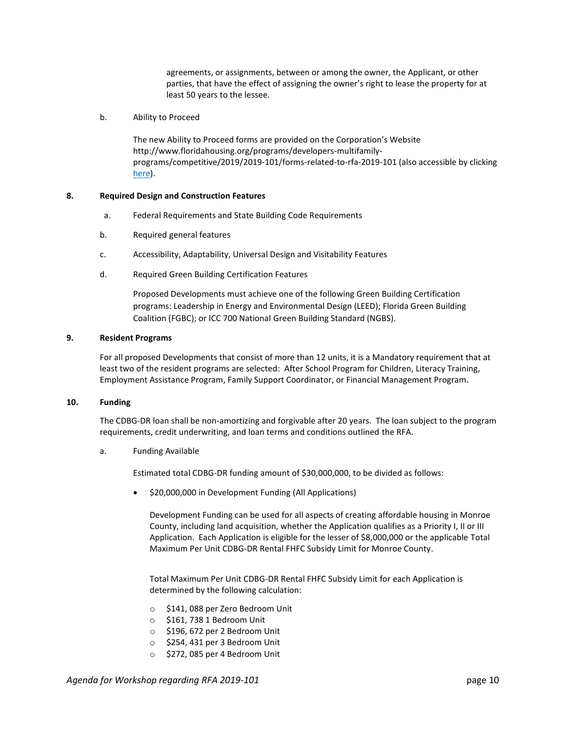agreements, or assignments, between or among the owner, the Applicant, or other parties, that have the effect of assigning the owner's right to lease the property for at least 50 years to the lessee.

b. Ability to Proceed

The new Ability to Proceed forms are provided on the Corporation's Website http://www.floridahousing.org/programs/developers-multifamily-programs/competitive/2019/2019-101/forms-related-to-rfa-2019-101 (also accessible by clicking here).

**8. Required Design and Construction Features**

a. Federal Requirements and State Building Code Requirements

b. Required general features

c. Accessibility, Adaptability, Universal Design and Visitability Features

d. Required Green Building Certification Features

Proposed Developments must achieve one of the following Green Building Certification programs: Leadership in Energy and Environmental Design (LEED); Florida Green Building Coalition (FGBC); or ICC 700 National Green Building Standard (NGBS).

**9. Resident Programs**

For all proposed Developments that consist of more than 12 units, it is a Mandatory requirement that at least two of the resident programs are selected: After School Program for Children, Literacy Training, Employment Assistance Program, Family Support Coordinator, or Financial Management Program.

**10. Funding**

The CDBG-DR loan shall be non-amortizing and forgivable after 20 years. The loan subject to the program requirements, credit underwriting, and loan terms and conditions outlined the RFA.

a. Funding Available

Estimated total CDBG-DR funding amount of $30,000,000, to be divided as follows:

- $20,000,000 in Development Funding (All Applications)

  Development Funding can be used for all aspects of creating affordable housing in Monroe County, including land acquisition, whether the Application qualifies as a Priority I, II or III Application. Each Application is eligible for the lesser of $8,000,000 or the applicable Total Maximum Per Unit CDBG-DR Rental FHFC Subsidy Limit for Monroe County.

  Total Maximum Per Unit CDBG-DR Rental FHFC Subsidy Limit for each Application is determined by the following calculation:

  - $141, 088 per Zero Bedroom Unit
  - $161, 738 1 Bedroom Unit
  - $196, 672 per 2 Bedroom Unit
  - $254, 431 per 3 Bedroom Unit
  - $272, 085 per 4 Bedroom Unit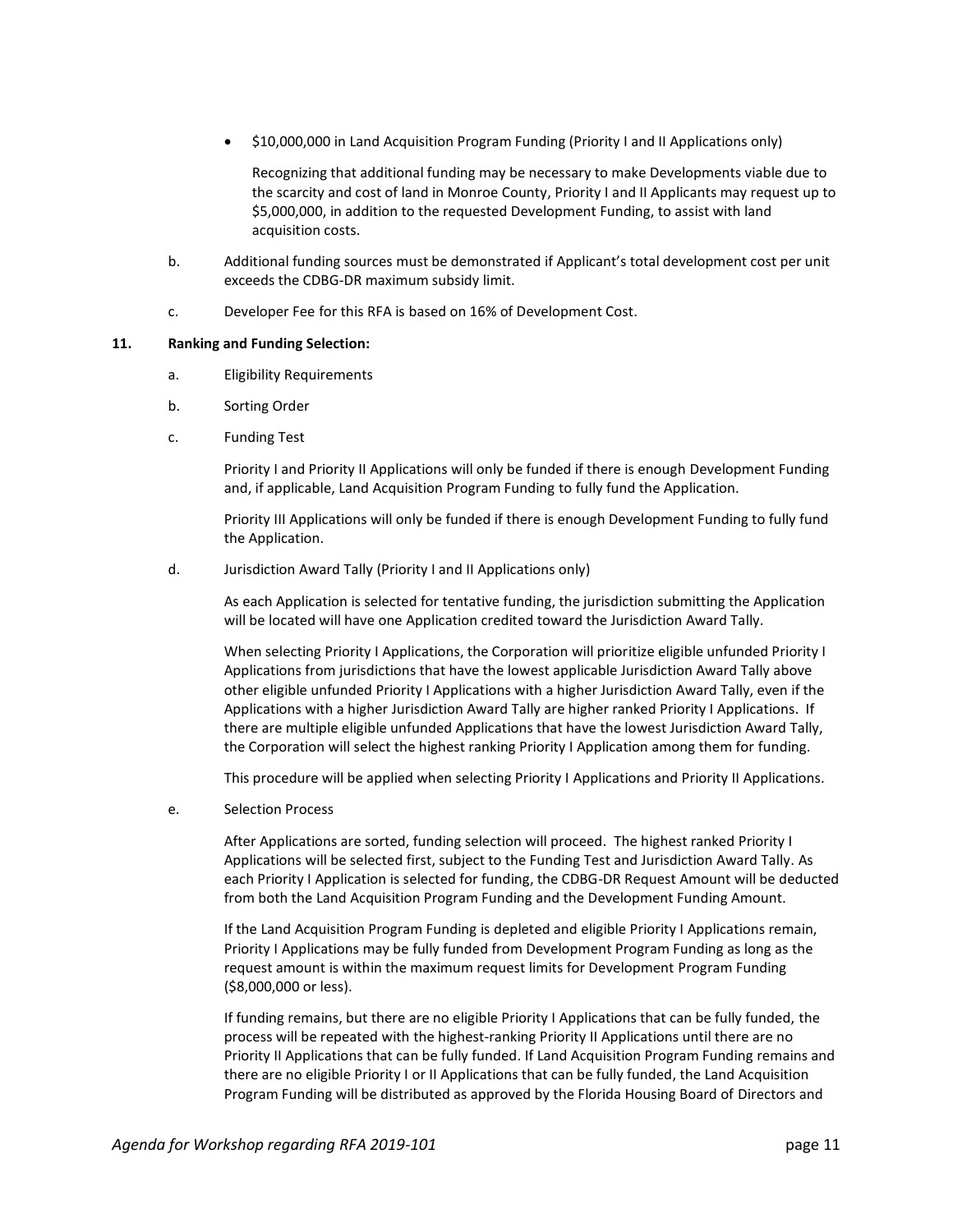- $10,000,000 in Land Acquisition Program Funding (Priority I and II Applications only)

  Recognizing that additional funding may be necessary to make Developments viable due to the scarcity and cost of land in Monroe County, Priority I and II Applicants may request up to $5,000,000, in addition to the requested Development Funding, to assist with land acquisition costs.

b. Additional funding sources must be demonstrated if Applicant's total development cost per unit exceeds the CDBG-DR maximum subsidy limit.

c. Developer Fee for this RFA is based on 16% of Development Cost.

**11. Ranking and Funding Selection:**

a. Eligibility Requirements

b. Sorting Order

c. Funding Test

Priority I and Priority II Applications will only be funded if there is enough Development Funding and, if applicable, Land Acquisition Program Funding to fully fund the Application.

Priority III Applications will only be funded if there is enough Development Funding to fully fund the Application.

d. Jurisdiction Award Tally (Priority I and II Applications only)

As each Application is selected for tentative funding, the jurisdiction submitting the Application will be located will have one Application credited toward the Jurisdiction Award Tally.

When selecting Priority I Applications, the Corporation will prioritize eligible unfunded Priority I Applications from jurisdictions that have the lowest applicable Jurisdiction Award Tally above other eligible unfunded Priority I Applications with a higher Jurisdiction Award Tally, even if the Applications with a higher Jurisdiction Award Tally are higher ranked Priority I Applications. If there are multiple eligible unfunded Applications that have the lowest Jurisdiction Award Tally, the Corporation will select the highest ranking Priority I Application among them for funding.

This procedure will be applied when selecting Priority I Applications and Priority II Applications.

e. Selection Process

After Applications are sorted, funding selection will proceed. The highest ranked Priority I Applications will be selected first, subject to the Funding Test and Jurisdiction Award Tally. As each Priority I Application is selected for funding, the CDBG-DR Request Amount will be deducted from both the Land Acquisition Program Funding and the Development Funding Amount.

If the Land Acquisition Program Funding is depleted and eligible Priority I Applications remain, Priority I Applications may be fully funded from Development Program Funding as long as the request amount is within the maximum request limits for Development Program Funding ($8,000,000 or less).

If funding remains, but there are no eligible Priority I Applications that can be fully funded, the process will be repeated with the highest-ranking Priority II Applications until there are no Priority II Applications that can be fully funded. If Land Acquisition Program Funding remains and there are no eligible Priority I or II Applications that can be fully funded, the Land Acquisition Program Funding will be distributed as approved by the Florida Housing Board of Directors and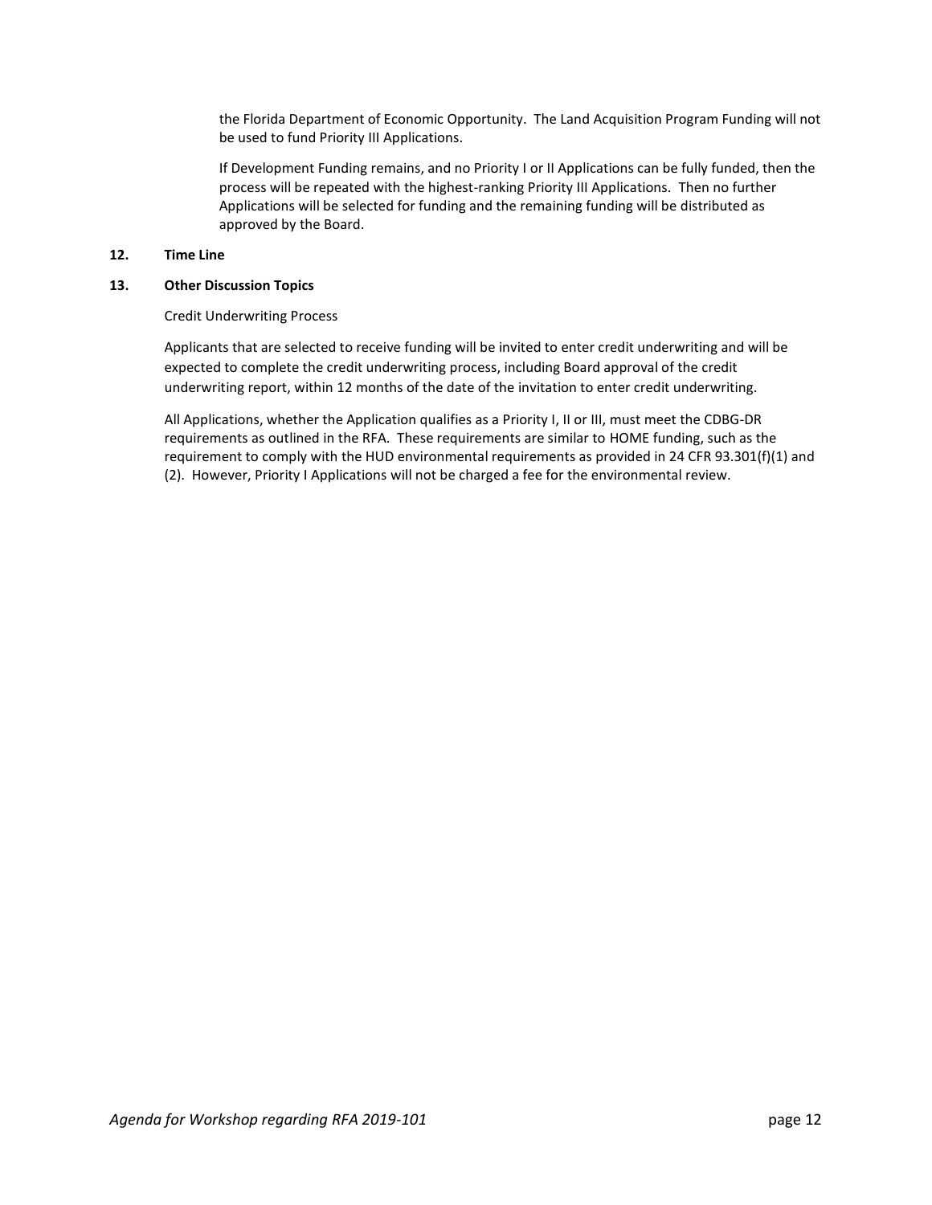the Florida Department of Economic Opportunity. The Land Acquisition Program Funding will not be used to fund Priority III Applications.

If Development Funding remains, and no Priority I or II Applications can be fully funded, then the process will be repeated with the highest-ranking Priority III Applications. Then no further Applications will be selected for funding and the remaining funding will be distributed as approved by the Board.

**12. Time Line**

**13. Other Discussion Topics**

Credit Underwriting Process

Applicants that are selected to receive funding will be invited to enter credit underwriting and will be expected to complete the credit underwriting process, including Board approval of the credit underwriting report, within 12 months of the date of the invitation to enter credit underwriting.

All Applications, whether the Application qualifies as a Priority I, II or III, must meet the CDBG-DR requirements as outlined in the RFA. These requirements are similar to HOME funding, such as the requirement to comply with the HUD environmental requirements as provided in 24 CFR 93.301(f)(1) and (2). However, Priority I Applications will not be charged a fee for the environmental review.